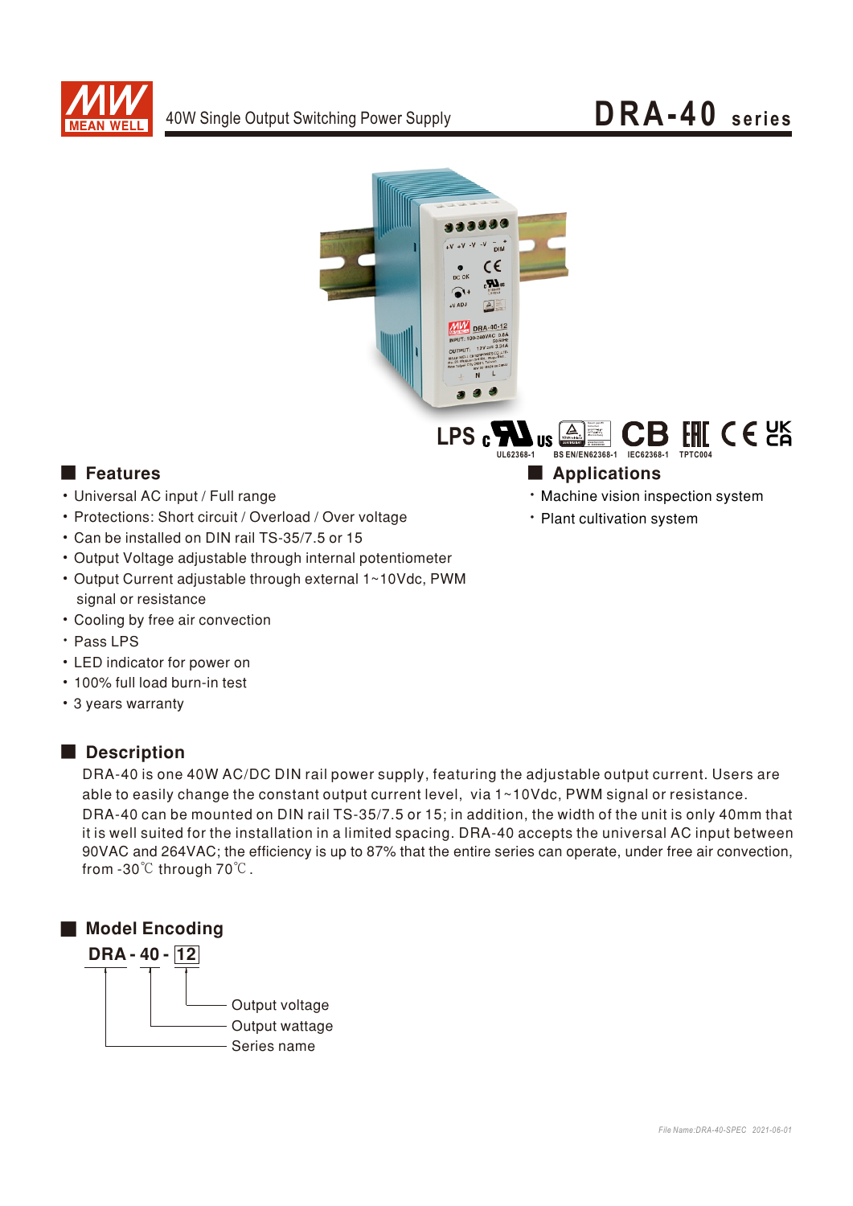# DRA-40 series

40W Single Output Switching Power Supply

LPS UL62368-1 BS EN/EN62368-1 IEC62368-1 TPTC004

## Features

- Universal AC input / Full range
- Protections: Short circuit / Overload / Over voltage
- Can be installed on DIN rail TS-35/7.5 or 15
- Output Voltage adjustable through internal potentiometer
- Output Current adjustable through external 1~10Vdc, PWM signal or resistance
- Cooling by free air convection
- Pass LPS
- LED indicator for power on
- 100% full load burn-in test
- 3 years warranty

## Applications

- Machine vision inspection system
- Plant cultivation system

## Description

DRA-40 is one 40W AC/DC DIN rail power supply, featuring the adjustable output current. Users are able to easily change the constant output current level, via 1~10Vdc, PWM signal or resistance. DRA-40 can be mounted on DIN rail TS-35/7.5 or 15; in addition, the width of the unit is only 40mm that it is well suited for the installation in a limited spacing. DRA-40 accepts the universal AC input between 90VAC and 264VAC; the efficiency is up to 87% that the entire series can operate, under free air convection, from -30℃ through 70℃.

## Model Encoding

**DRA - 40 - 12**

- 12: Output voltage
- 40: Output wattage
- DRA: Series name

File Name:DRA-40-SPEC 2021-08-01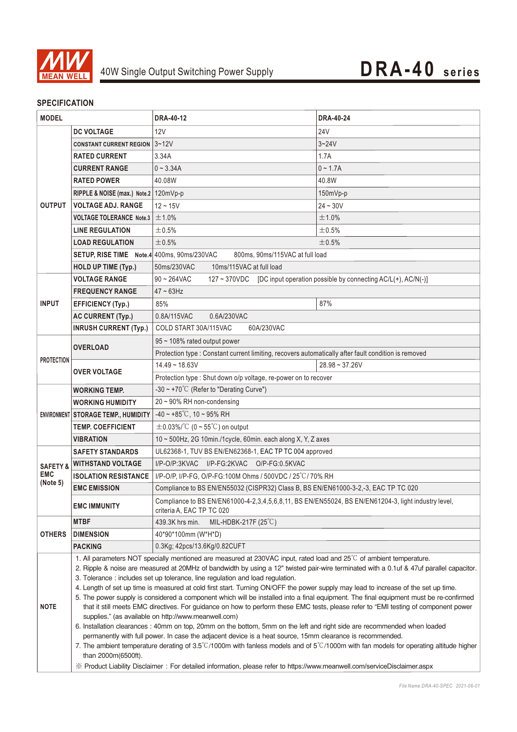# 40W Single Output Switching Power Supply

## DRA-40 series

### SPECIFICATION

| MODEL | | DRA-40-12 | DRA-40-24 |
|---|---|---|---|
| OUTPUT | DC VOLTAGE | 12V | 24V |
| | CONSTANT CURRENT REGION | 3~12V | 3~24V |
| | RATED CURRENT | 3.34A | 1.7A |
| | CURRENT RANGE | 0 ~ 3.34A | 0 ~ 1.7A |
| | RATED POWER | 40.08W | 40.8W |
| | RIPPLE & NOISE (max.) Note.2 | 120mVp-p | 150mVp-p |
| | VOLTAGE ADJ. RANGE | 12 ~ 15V | 24 ~ 30V |
| | VOLTAGE TOLERANCE Note.3 | ±1.0% | ±1.0% |
| | LINE REGULATION | ±0.5% | ±0.5% |
| | LOAD REGULATION | ±0.5% | ±0.5% |
| | SETUP, RISE TIME Note.4 | 400ms, 90ms/230VAC 800ms, 90ms/115VAC at full load | |
| | HOLD UP TIME (Typ.) | 50ms/230VAC 10ms/115VAC at full load | |
| INPUT | VOLTAGE RANGE | 90 ~ 264VAC 127 ~ 370VDC [DC input operation possible by connecting AC/L(+), AC/N(-)] | |
| | FREQUENCY RANGE | 47 ~ 63Hz | |
| | EFFICIENCY (Typ.) | 85% | 87% |
| | AC CURRENT (Typ.) | 0.8A/115VAC 0.6A/230VAC | |
| | INRUSH CURRENT (Typ.) | COLD START 30A/115VAC 60A/230VAC | |
| PROTECTION | OVERLOAD | 95 ~ 108% rated output power | |
| | | Protection type : Constant current limiting, recovers automatically after fault condition is removed | |
| | OVER VOLTAGE | 14.49 ~ 18.63V | 28.98 ~ 37.26V |
| | | Protection type : Shut down o/p voltage, re-power on to recover | |
| ENVIRONMENT | WORKING TEMP. | -30 ~ +70℃ (Refer to "Derating Curve") | |
| | WORKING HUMIDITY | 20 ~ 90% RH non-condensing | |
| | STORAGE TEMP., HUMIDITY | -40 ~ +85℃, 10 ~ 95% RH | |
| | TEMP. COEFFICIENT | ±0.03%/℃ (0 ~ 55℃) on output | |
| | VIBRATION | 10 ~ 500Hz, 2G 10min./1cycle, 60min. each along X, Y, Z axes | |
| SAFETY & EMC (Note 5) | SAFETY STANDARDS | UL62368-1, TUV BS EN/EN62368-1, EAC TP TC 004 approved | |
| | WITHSTAND VOLTAGE | I/P-O/P:3KVAC I/P-FG:2KVAC O/P-FG:0.5KVAC | |
| | ISOLATION RESISTANCE | I/P-O/P, I/P-FG, O/P-FG:100M Ohms / 500VDC / 25℃/ 70% RH | |
| | EMC EMISSION | Compliance to BS EN/EN55032 (CISPR32) Class B, BS EN/EN61000-3-2,-3, EAC TP TC 020 | |
| | EMC IMMUNITY | Compliance to BS EN/EN61000-4-2,3,4,5,6,8,11, BS EN/EN55024, BS EN/EN61204-3, light industry level, criteria A, EAC TP TC 020 | |
| OTHERS | MTBF | 439.3K hrs min. MIL-HDBK-217F (25℃) | |
| | DIMENSION | 40*90*100mm (W*H*D) | |
| | PACKING | 0.3Kg; 42pcs/13.6Kg/0.82CUFT | |

**NOTE**

1. All parameters NOT specially mentioned are measured at 230VAC input, rated load and 25℃ of ambient temperature.
2. Ripple & noise are measured at 20MHz of bandwidth by using a 12" twisted pair-wire terminated with a 0.1uf & 47uf parallel capacitor.
3. Tolerance : includes set up tolerance, line regulation and load regulation.
4. Length of set up time is measured at cold first start. Turning ON/OFF the power supply may lead to increase of the set up time.
5. The power supply is considered a component which will be installed into a final equipment. The final equipment must be re-confirmed that it still meets EMC directives. For guidance on how to perform these EMC tests, please refer to "EMI testing of component power supplies." (as available on http://www.meanwell.com)
6. Installation clearances : 40mm on top, 20mm on the bottom, 5mm on the left and right side are recommended when loaded permanently with full power. In case the adjacent device is a heat source, 15mm clearance is recommended.
7. The ambient temperature derating of 3.5℃/1000m with fanless models and of 5℃/1000m with fan models for operating altitude higher than 2000m(6500ft).

※ Product Liability Disclaimer : For detailed information, please refer to https://www.meanwell.com/serviceDisclaimer.aspx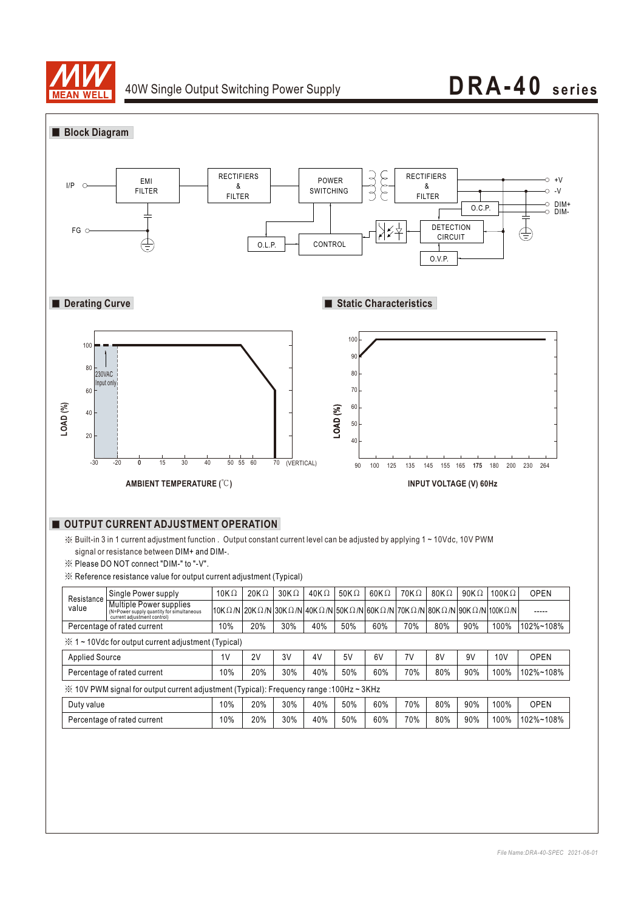## Block Diagram

I/P — EMI FILTER — RECTIFIERS & FILTER — POWER SWITCHING — RECTIFIERS & FILTER — +V, -V

O.C.P. — DIM+, DIM-

FG

O.L.P. — CONTROL — DETECTION CIRCUIT — O.V.P.

## Derating Curve

LOAD (%)

230VAC Input only

-30 -20 0 15 30 40 50 55 60 70 (VERTICAL)

AMBIENT TEMPERATURE (℃)

## Static Characteristics

LOAD (%)

90 100 125 135 145 155 165 175 180 200 230 264

INPUT VOLTAGE (V) 60Hz

## OUTPUT CURRENT ADJUSTMENT OPERATION

※ Built-in 3 in 1 current adjustment function . Output constant current level can be adjusted by applying 1 ~ 10Vdc, 10V PWM signal or resistance between DIM+ and DIM-.

※ Please DO NOT connect "DIM-" to "-V".

※ Reference resistance value for output current adjustment (Typical)

| Resistance value | | | | | | | | | | | | |
|---|---|---|---|---|---|---|---|---|---|---|---|---|
| | Single Power supply | 10KΩ | 20KΩ | 30KΩ | 40KΩ | 50KΩ | 60KΩ | 70KΩ | 80KΩ | 90KΩ | 100KΩ | OPEN |
| | Multiple Power supplies (N=Power supply quantity for simultaneous current adjustment control) | 10KΩ/N | 20KΩ/N | 30KΩ/N | 40KΩ/N | 50KΩ/N | 60KΩ/N | 70KΩ/N | 80KΩ/N | 90KΩ/N | 100KΩ/N | ----- |
| Percentage of rated current | | 10% | 20% | 30% | 40% | 50% | 60% | 70% | 80% | 90% | 100% | 102%~108% |

※ 1 ~ 10Vdc for output current adjustment (Typical)

| Applied Source | 1V | 2V | 3V | 4V | 5V | 6V | 7V | 8V | 9V | 10V | OPEN |
|---|---|---|---|---|---|---|---|---|---|---|---|
| Percentage of rated current | 10% | 20% | 30% | 40% | 50% | 60% | 70% | 80% | 90% | 100% | 102%~108% |

※ 10V PWM signal for output current adjustment (Typical): Frequency range :100Hz ~ 3KHz

| Duty value | 10% | 20% | 30% | 40% | 50% | 60% | 70% | 80% | 90% | 100% | OPEN |
|---|---|---|---|---|---|---|---|---|---|---|---|
| Percentage of rated current | 10% | 20% | 30% | 40% | 50% | 60% | 70% | 80% | 90% | 100% | 102%~108% |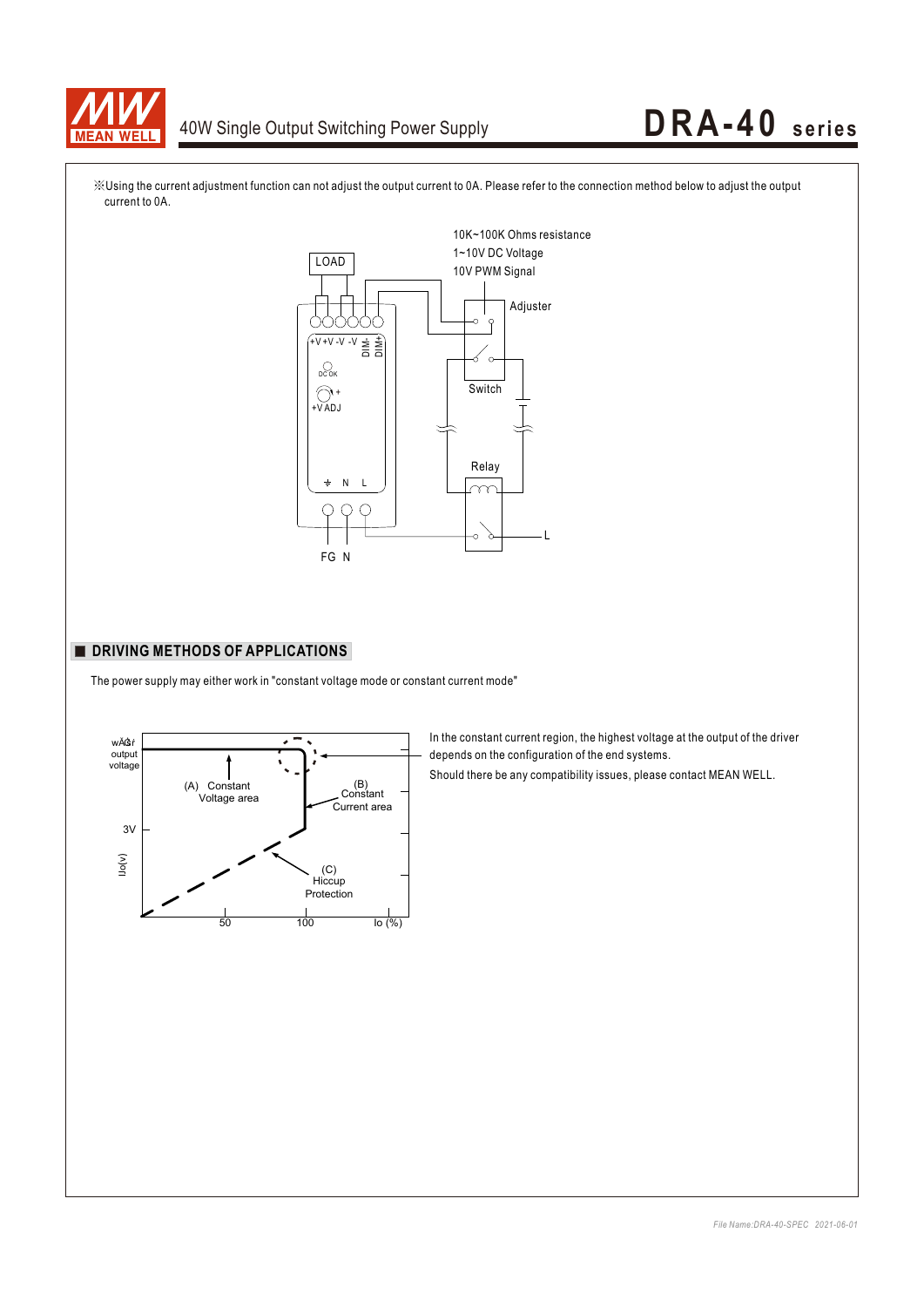※Using the current adjustment function can not adjust the output current to 0A. Please refer to the connection method below to adjust the output current to 0A.

10K~100K Ohms resistance
1~10V DC Voltage
10V PWM Signal

LOAD

Adjuster

+V +V -V -V DIM- DIM+

DC OK

+V ADJ

Switch

Relay

N L

FG N

L

## ■ DRIVING METHODS OF APPLICATIONS

The power supply may either work in "constant voltage mode or constant current mode"

output voltage

(A) Constant Voltage area

(B) Constant Current area

3V

Uo(v)

(C) Hiccup Protection

50 100 Io (%)

In the constant current region, the highest voltage at the output of the driver depends on the configuration of the end systems.

Should there be any compatibility issues, please contact MEAN WELL.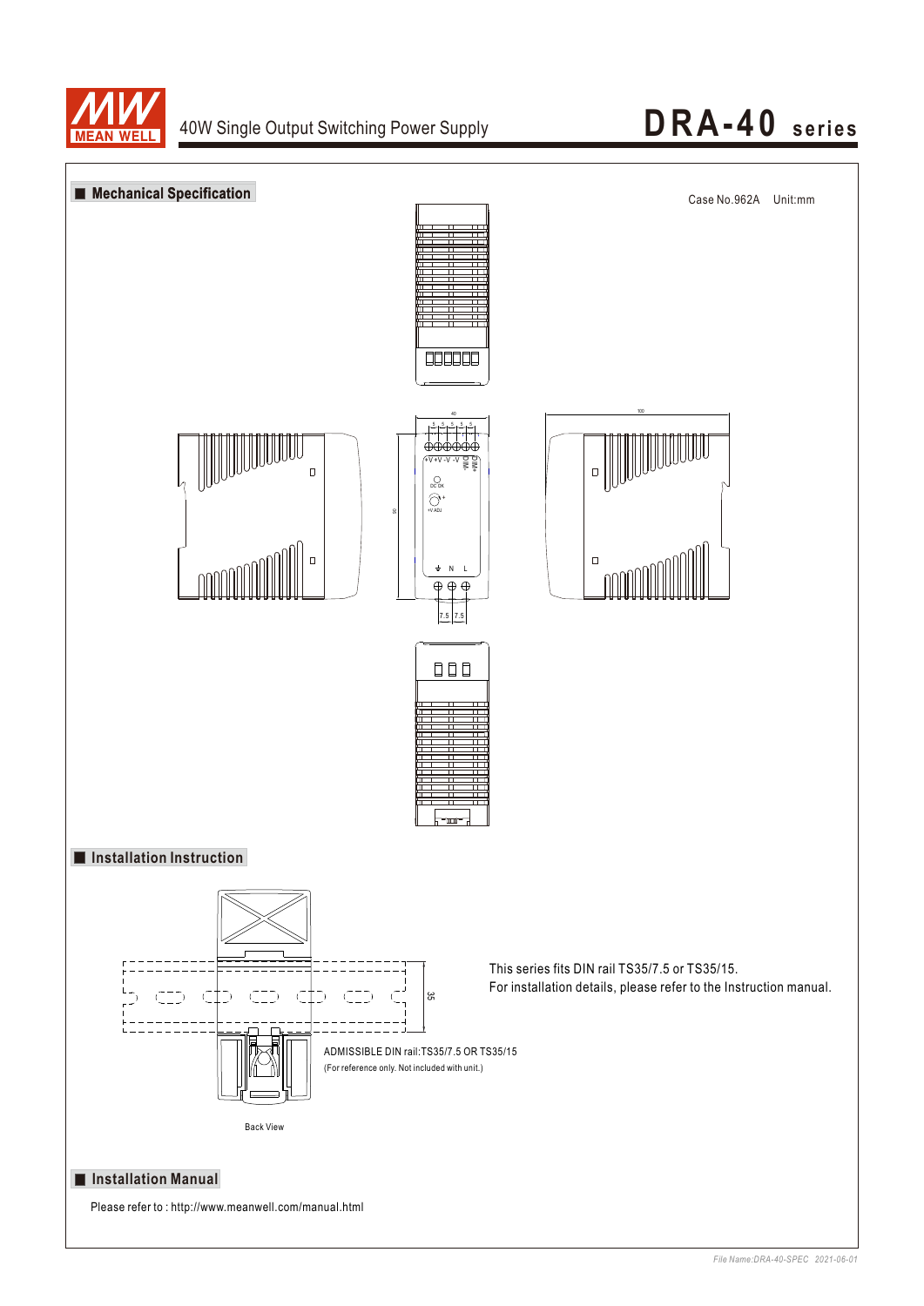## Mechanical Specification

Case No.962A Unit:mm

40

100

90

+V +V -V -V DC OK- DC OK+

DC OK

+V ADJ

N L

7.5 7.5

## Installation Instruction

35

ADMISSIBLE DIN rail:TS35/7.5 OR TS35/15
(For reference only. Not included with unit.)

Back View

This series fits DIN rail TS35/7.5 or TS35/15.
For installation details, please refer to the Instruction manual.

## Installation Manual

Please refer to : http://www.meanwell.com/manual.html